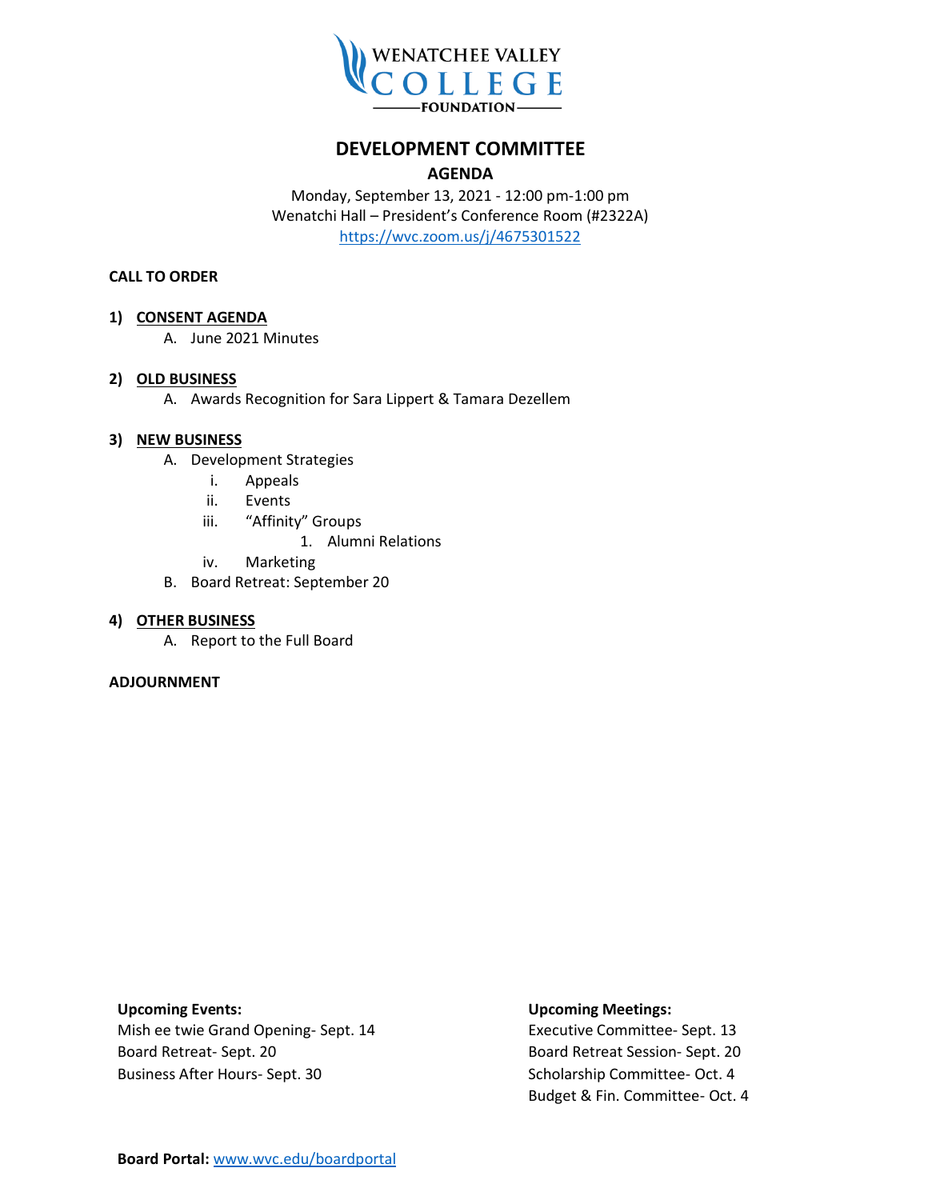WENATCHEE VALLEY COLLEGE FOUNDATION

# DEVELOPMENT COMMITTEE

## AGENDA

Monday, September 13, 2021 - 12:00 pm-1:00 pm
Wenatchi Hall – President's Conference Room (#2322A)
https://wvc.zoom.us/j/4675301522

**CALL TO ORDER**

**1) CONSENT AGENDA**

   A. June 2021 Minutes

**2) OLD BUSINESS**

   A. Awards Recognition for Sara Lippert & Tamara Dezellem

**3) NEW BUSINESS**

   A. Development Strategies
      i. Appeals
      ii. Events
      iii. "Affinity" Groups
         1. Alumni Relations
      iv. Marketing
   B. Board Retreat: September 20

**4) OTHER BUSINESS**

   A. Report to the Full Board

**ADJOURNMENT**

**Upcoming Events:**
Mish ee twie Grand Opening- Sept. 14
Board Retreat- Sept. 20
Business After Hours- Sept. 30

**Upcoming Meetings:**
Executive Committee- Sept. 13
Board Retreat Session- Sept. 20
Scholarship Committee- Oct. 4
Budget & Fin. Committee- Oct. 4

**Board Portal:** www.wvc.edu/boardportal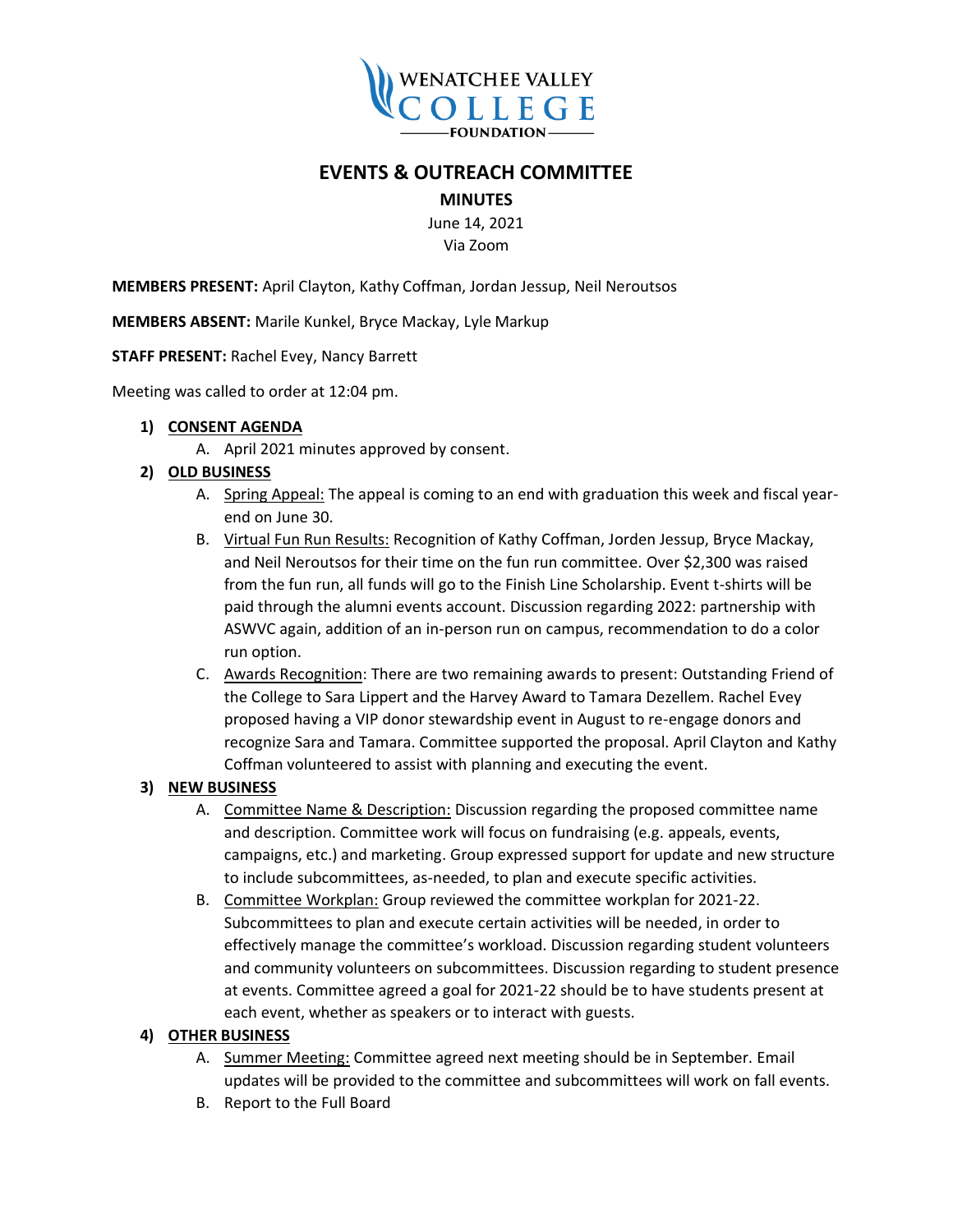# EVENTS & OUTREACH COMMITTEE

## MINUTES

June 14, 2021
Via Zoom

**MEMBERS PRESENT:** April Clayton, Kathy Coffman, Jordan Jessup, Neil Neroutsos

**MEMBERS ABSENT:** Marile Kunkel, Bryce Mackay, Lyle Markup

**STAFF PRESENT:** Rachel Evey, Nancy Barrett

Meeting was called to order at 12:04 pm.

1) **CONSENT AGENDA**
   A. April 2021 minutes approved by consent.

2) **OLD BUSINESS**
   A. Spring Appeal: The appeal is coming to an end with graduation this week and fiscal year-end on June 30.
   B. Virtual Fun Run Results: Recognition of Kathy Coffman, Jorden Jessup, Bryce Mackay, and Neil Neroutsos for their time on the fun run committee. Over $2,300 was raised from the fun run, all funds will go to the Finish Line Scholarship. Event t-shirts will be paid through the alumni events account. Discussion regarding 2022: partnership with ASWVC again, addition of an in-person run on campus, recommendation to do a color run option.
   C. Awards Recognition: There are two remaining awards to present: Outstanding Friend of the College to Sara Lippert and the Harvey Award to Tamara Dezellem. Rachel Evey proposed having a VIP donor stewardship event in August to re-engage donors and recognize Sara and Tamara. Committee supported the proposal. April Clayton and Kathy Coffman volunteered to assist with planning and executing the event.

3) **NEW BUSINESS**
   A. Committee Name & Description: Discussion regarding the proposed committee name and description. Committee work will focus on fundraising (e.g. appeals, events, campaigns, etc.) and marketing. Group expressed support for update and new structure to include subcommittees, as-needed, to plan and execute specific activities.
   B. Committee Workplan: Group reviewed the committee workplan for 2021-22. Subcommittees to plan and execute certain activities will be needed, in order to effectively manage the committee's workload. Discussion regarding student volunteers and community volunteers on subcommittees. Discussion regarding to student presence at events. Committee agreed a goal for 2021-22 should be to have students present at each event, whether as speakers or to interact with guests.

4) **OTHER BUSINESS**
   A. Summer Meeting: Committee agreed next meeting should be in September. Email updates will be provided to the committee and subcommittees will work on fall events.
   B. Report to the Full Board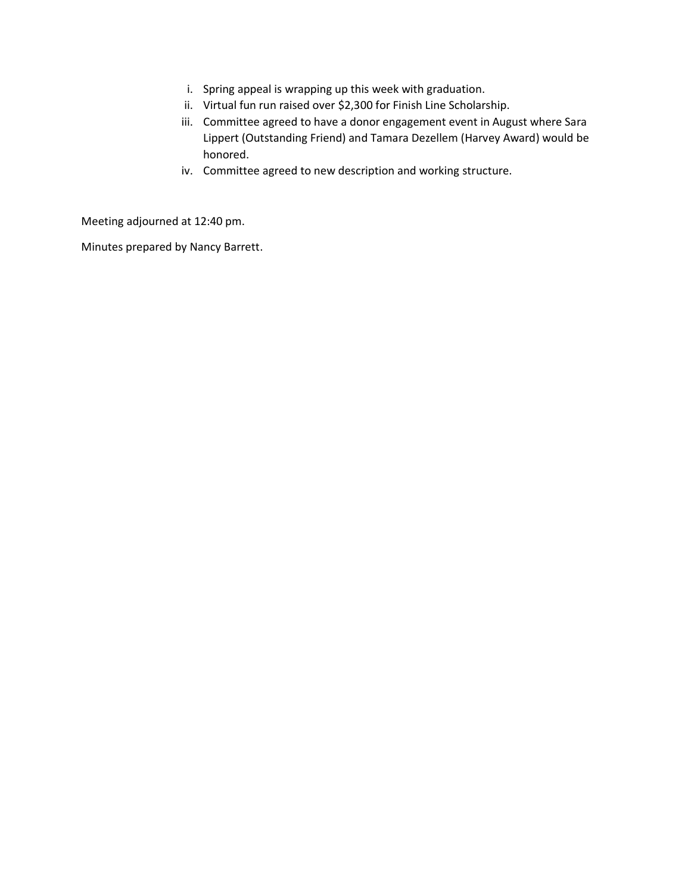i. Spring appeal is wrapping up this week with graduation.
ii. Virtual fun run raised over $2,300 for Finish Line Scholarship.
iii. Committee agreed to have a donor engagement event in August where Sara Lippert (Outstanding Friend) and Tamara Dezellem (Harvey Award) would be honored.
iv. Committee agreed to new description and working structure.

Meeting adjourned at 12:40 pm.

Minutes prepared by Nancy Barrett.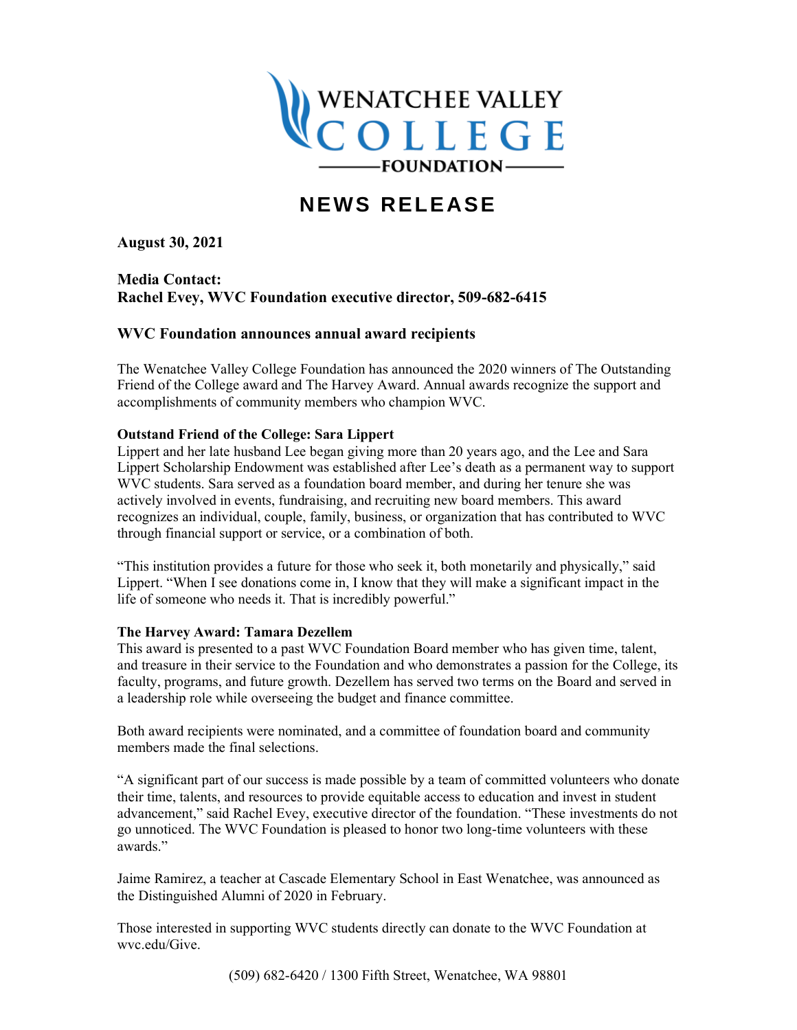WENATCHEE VALLEY COLLEGE FOUNDATION

# NEWS RELEASE

**August 30, 2021**

**Media Contact:**
**Rachel Evey, WVC Foundation executive director, 509-682-6415**

## WVC Foundation announces annual award recipients

The Wenatchee Valley College Foundation has announced the 2020 winners of The Outstanding Friend of the College award and The Harvey Award. Annual awards recognize the support and accomplishments of community members who champion WVC.

**Outstand Friend of the College: Sara Lippert**
Lippert and her late husband Lee began giving more than 20 years ago, and the Lee and Sara Lippert Scholarship Endowment was established after Lee's death as a permanent way to support WVC students. Sara served as a foundation board member, and during her tenure she was actively involved in events, fundraising, and recruiting new board members. This award recognizes an individual, couple, family, business, or organization that has contributed to WVC through financial support or service, or a combination of both.

"This institution provides a future for those who seek it, both monetarily and physically," said Lippert. "When I see donations come in, I know that they will make a significant impact in the life of someone who needs it. That is incredibly powerful."

**The Harvey Award: Tamara Dezellem**
This award is presented to a past WVC Foundation Board member who has given time, talent, and treasure in their service to the Foundation and who demonstrates a passion for the College, its faculty, programs, and future growth. Dezellem has served two terms on the Board and served in a leadership role while overseeing the budget and finance committee.

Both award recipients were nominated, and a committee of foundation board and community members made the final selections.

"A significant part of our success is made possible by a team of committed volunteers who donate their time, talents, and resources to provide equitable access to education and invest in student advancement," said Rachel Evey, executive director of the foundation. "These investments do not go unnoticed. The WVC Foundation is pleased to honor two long-time volunteers with these awards."

Jaime Ramirez, a teacher at Cascade Elementary School in East Wenatchee, was announced as the Distinguished Alumni of 2020 in February.

Those interested in supporting WVC students directly can donate to the WVC Foundation at wvc.edu/Give.

(509) 682-6420 / 1300 Fifth Street, Wenatchee, WA 98801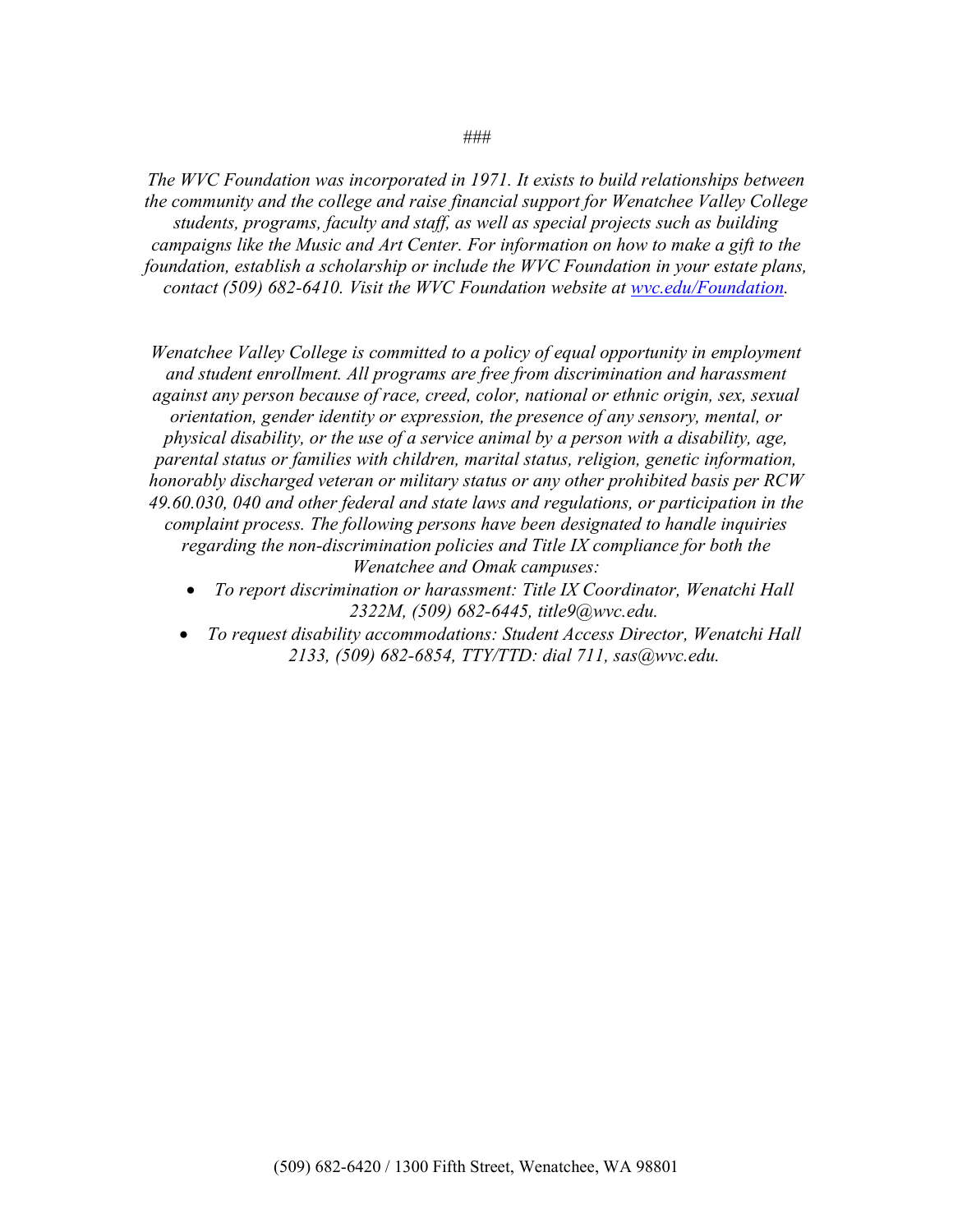###

*The WVC Foundation was incorporated in 1971. It exists to build relationships between the community and the college and raise financial support for Wenatchee Valley College students, programs, faculty and staff, as well as special projects such as building campaigns like the Music and Art Center. For information on how to make a gift to the foundation, establish a scholarship or include the WVC Foundation in your estate plans, contact (509) 682-6410. Visit the WVC Foundation website at [wvc.edu/Foundation](wvc.edu/Foundation).*

*Wenatchee Valley College is committed to a policy of equal opportunity in employment and student enrollment. All programs are free from discrimination and harassment against any person because of race, creed, color, national or ethnic origin, sex, sexual orientation, gender identity or expression, the presence of any sensory, mental, or physical disability, or the use of a service animal by a person with a disability, age, parental status or families with children, marital status, religion, genetic information, honorably discharged veteran or military status or any other prohibited basis per RCW 49.60.030, 040 and other federal and state laws and regulations, or participation in the complaint process. The following persons have been designated to handle inquiries regarding the non-discrimination policies and Title IX compliance for both the Wenatchee and Omak campuses:*

- *To report discrimination or harassment: Title IX Coordinator, Wenatchi Hall 2322M, (509) 682-6445, title9@wvc.edu.*
- *To request disability accommodations: Student Access Director, Wenatchi Hall 2133, (509) 682-6854, TTY/TTD: dial 711, sas@wvc.edu.*

(509) 682-6420 / 1300 Fifth Street, Wenatchee, WA 98801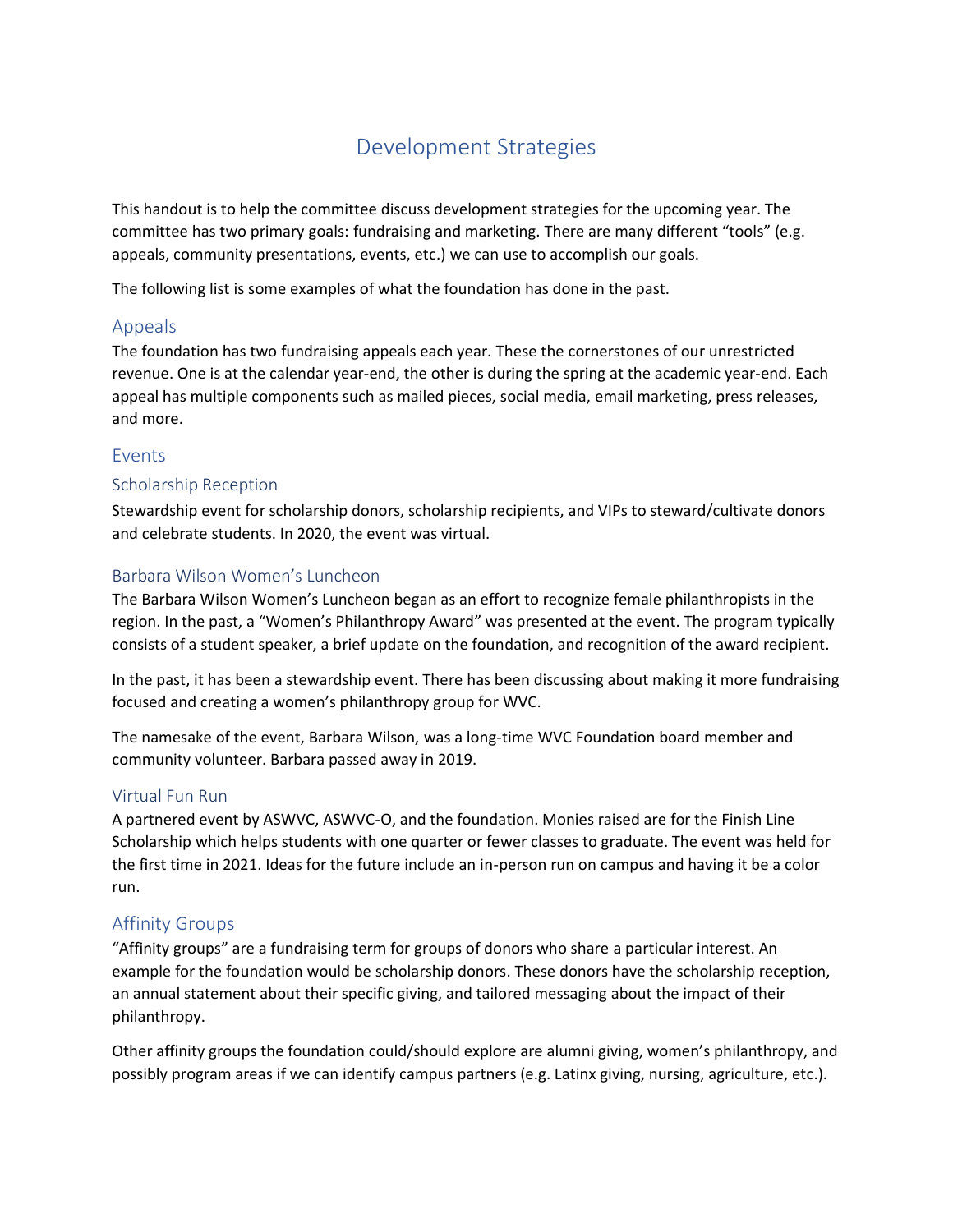# Development Strategies

This handout is to help the committee discuss development strategies for the upcoming year. The committee has two primary goals: fundraising and marketing. There are many different "tools" (e.g. appeals, community presentations, events, etc.) we can use to accomplish our goals.

The following list is some examples of what the foundation has done in the past.

## Appeals

The foundation has two fundraising appeals each year. These the cornerstones of our unrestricted revenue. One is at the calendar year-end, the other is during the spring at the academic year-end. Each appeal has multiple components such as mailed pieces, social media, email marketing, press releases, and more.

## Events

### Scholarship Reception

Stewardship event for scholarship donors, scholarship recipients, and VIPs to steward/cultivate donors and celebrate students. In 2020, the event was virtual.

### Barbara Wilson Women's Luncheon

The Barbara Wilson Women's Luncheon began as an effort to recognize female philanthropists in the region. In the past, a "Women's Philanthropy Award" was presented at the event. The program typically consists of a student speaker, a brief update on the foundation, and recognition of the award recipient.

In the past, it has been a stewardship event. There has been discussing about making it more fundraising focused and creating a women's philanthropy group for WVC.

The namesake of the event, Barbara Wilson, was a long-time WVC Foundation board member and community volunteer. Barbara passed away in 2019.

### Virtual Fun Run

A partnered event by ASWVC, ASWVC-O, and the foundation. Monies raised are for the Finish Line Scholarship which helps students with one quarter or fewer classes to graduate. The event was held for the first time in 2021. Ideas for the future include an in-person run on campus and having it be a color run.

## Affinity Groups

"Affinity groups" are a fundraising term for groups of donors who share a particular interest. An example for the foundation would be scholarship donors. These donors have the scholarship reception, an annual statement about their specific giving, and tailored messaging about the impact of their philanthropy.

Other affinity groups the foundation could/should explore are alumni giving, women's philanthropy, and possibly program areas if we can identify campus partners (e.g. Latinx giving, nursing, agriculture, etc.).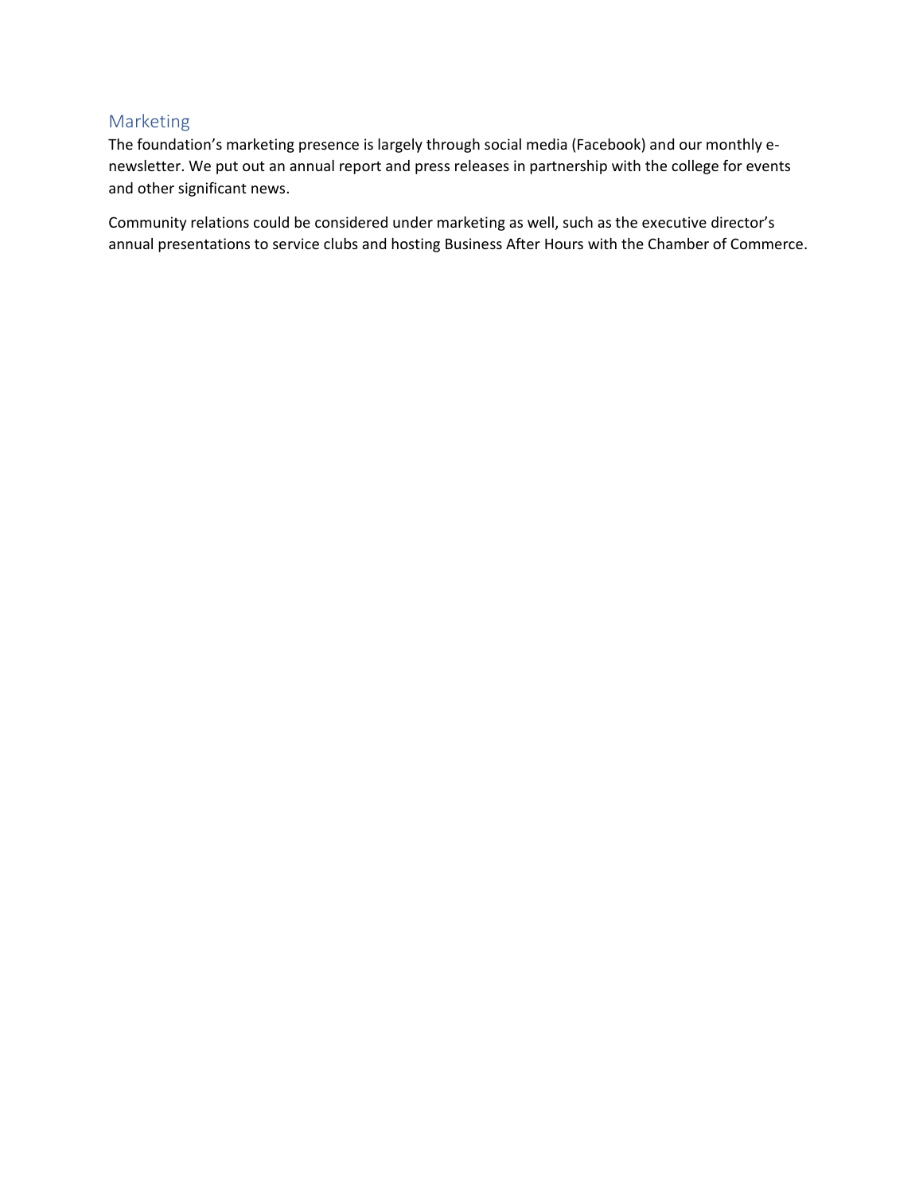## Marketing

The foundation's marketing presence is largely through social media (Facebook) and our monthly e-newsletter. We put out an annual report and press releases in partnership with the college for events and other significant news.

Community relations could be considered under marketing as well, such as the executive director's annual presentations to service clubs and hosting Business After Hours with the Chamber of Commerce.